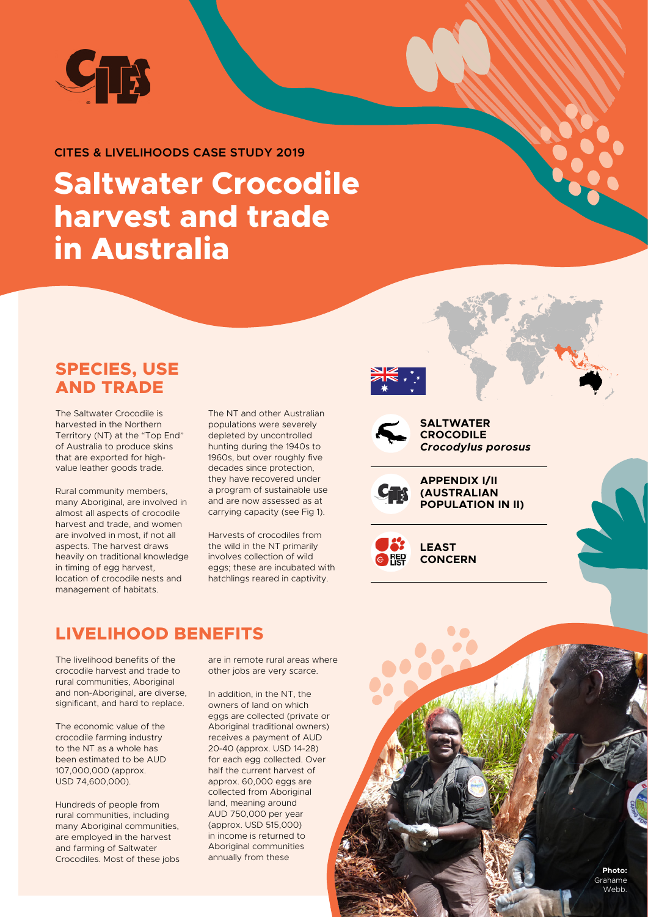CITES & LIVELIHOODS CASE STUDY 2019

# Saltwater Crocodile harvest and trade in Australia

## SPECIES, USE AND TRADE

The Saltwater Crocodile is harvested in the Northern Territory (NT) at the "Top End" of Australia to produce skins that are exported for high-value leather goods trade.

Rural community members, many Aboriginal, are involved in almost all aspects of crocodile harvest and trade, and women are involved in most, if not all aspects. The harvest draws heavily on traditional knowledge in timing of egg harvest, location of crocodile nests and management of habitats.

The NT and other Australian populations were severely depleted by uncontrolled hunting during the 1940s to 1960s, but over roughly five decades since protection, they have recovered under a program of sustainable use and are now assessed as at carrying capacity (see Fig 1).

Harvests of crocodiles from the wild in the NT primarily involves collection of wild eggs; these are incubated with hatchlings reared in captivity.

**SALTWATER CROCODILE**
***Crocodylus porosus***

**APPENDIX I/II (AUSTRALIAN POPULATION IN II)**

**LEAST CONCERN**

## LIVELIHOOD BENEFITS

The livelihood benefits of the crocodile harvest and trade to rural communities, Aboriginal and non-Aboriginal, are diverse, significant, and hard to replace.

The economic value of the crocodile farming industry to the NT as a whole has been estimated to be AUD 107,000,000 (approx. USD 74,600,000).

Hundreds of people from rural communities, including many Aboriginal communities, are employed in the harvest and farming of Saltwater Crocodiles. Most of these jobs are in remote rural areas where other jobs are very scarce.

In addition, in the NT, the owners of land on which eggs are collected (private or Aboriginal traditional owners) receives a payment of AUD 20-40 (approx. USD 14-28) for each egg collected. Over half the current harvest of approx. 60,000 eggs are collected from Aboriginal land, meaning around AUD 750,000 per year (approx. USD 515,000) in income is returned to Aboriginal communities annually from these

**Photo:** Grahame Webb.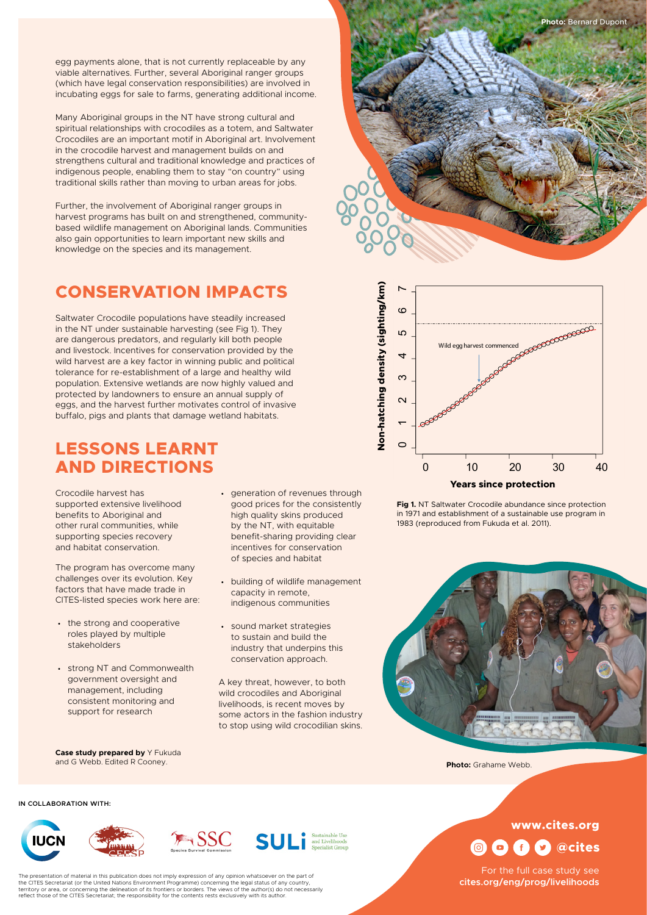egg payments alone, that is not currently replaceable by any viable alternatives. Further, several Aboriginal ranger groups (which have legal conservation responsibilities) are involved in incubating eggs for sale to farms, generating additional income.

Many Aboriginal groups in the NT have strong cultural and spiritual relationships with crocodiles as a totem, and Saltwater Crocodiles are an important motif in Aboriginal art. Involvement in the crocodile harvest and management builds on and strengthens cultural and traditional knowledge and practices of indigenous people, enabling them to stay "on country" using traditional skills rather than moving to urban areas for jobs.

Further, the involvement of Aboriginal ranger groups in harvest programs has built on and strengthened, community-based wildlife management on Aboriginal lands. Communities also gain opportunities to learn important new skills and knowledge on the species and its management.

Photo: Bernard Dupont

## CONSERVATION IMPACTS

Saltwater Crocodile populations have steadily increased in the NT under sustainable harvesting (see Fig 1). They are dangerous predators, and regularly kill both people and livestock. Incentives for conservation provided by the wild harvest are a key factor in winning public and political tolerance for re-establishment of a large and healthy wild population. Extensive wetlands are now highly valued and protected by landowners to ensure an annual supply of eggs, and the harvest further motivates control of invasive buffalo, pigs and plants that damage wetland habitats.

Non-hatching density (sighting/km)

0
1
2
3
4
5
6
7

Wild egg harvest commenced

0
10
20
30
40

Years since protection

**Fig 1.** NT Saltwater Crocodile abundance since protection in 1971 and establishment of a sustainable use program in 1983 (reproduced from Fukuda et al. 2011).

## LESSONS LEARNT AND DIRECTIONS

Crocodile harvest has supported extensive livelihood benefits to Aboriginal and other rural communities, while supporting species recovery and habitat conservation.

The program has overcome many challenges over its evolution. Key factors that have made trade in CITES-listed species work here are:

- the strong and cooperative roles played by multiple stakeholders
- strong NT and Commonwealth government oversight and management, including consistent monitoring and support for research
- generation of revenues through good prices for the consistently high quality skins produced by the NT, with equitable benefit-sharing providing clear incentives for conservation of species and habitat
- building of wildlife management capacity in remote, indigenous communities
- sound market strategies to sustain and build the industry that underpins this conservation approach.

A key threat, however, to both wild crocodiles and Aboriginal livelihoods, is recent moves by some actors in the fashion industry to stop using wild crocodilian skins.

**Case study prepared by** Y Fukuda and G Webb. Edited R Cooney.

**Photo:** Grahame Webb.

IN COLLABORATION WITH:

IUCN CEESP SSC Species Survival Commission SULi Sustainable Use and Livelihoods Specialist Group

**www.cites.org**

**@cites**

For the full case study see
**cites.org/eng/prog/livelihoods**

The presentation of material in this publication does not imply expression of any opinion whatsoever on the part of the CITES Secretariat (or the United Nations Environment Programme) concerning the legal status of any country, territory or area, or concerning the delineation of its frontiers or borders. The views of the author(s) do not necessarily reflect those of the CITES Secretariat; the responsibility for the contents rests exclusively with its author.